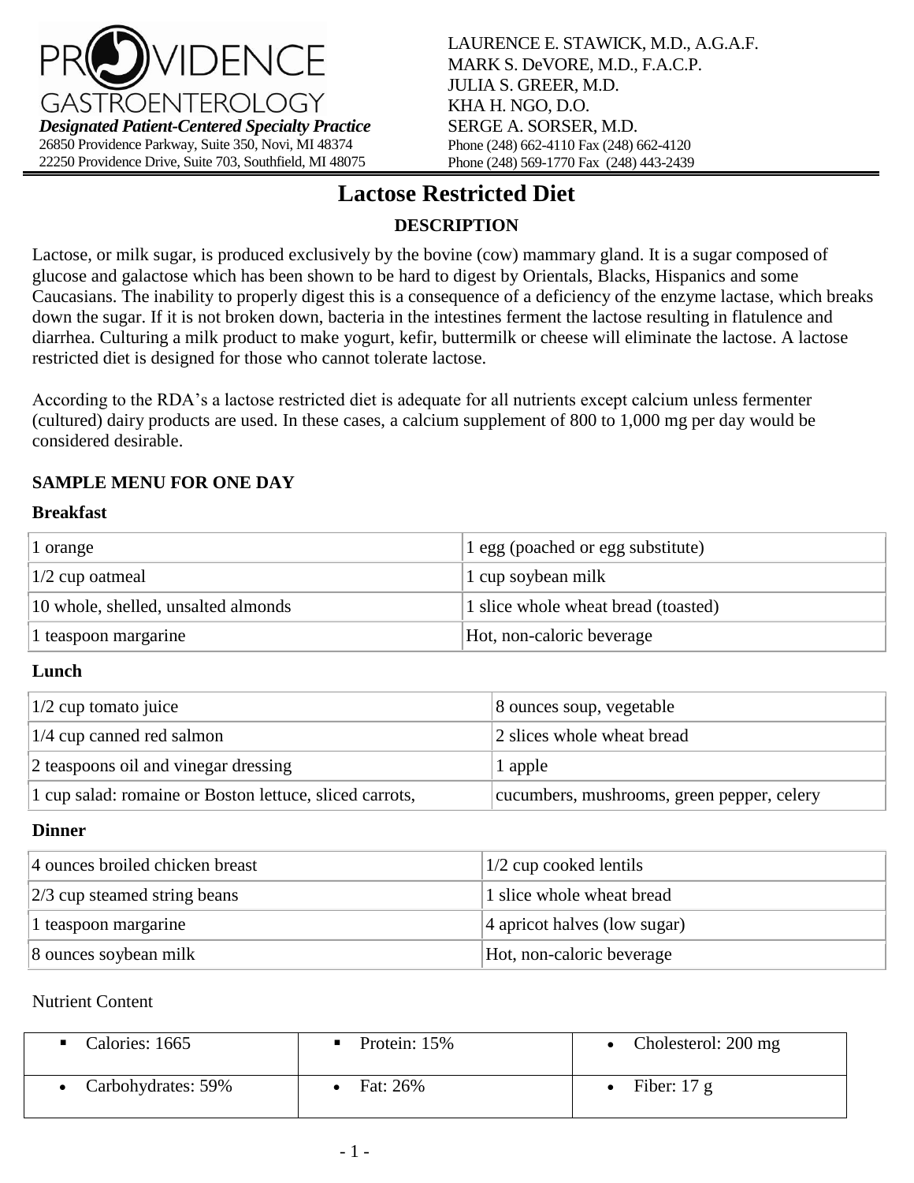PROVIDENCE GASTROENTEROLOGY

***Designated Patient-Centered Specialty Practice***

26850 Providence Parkway, Suite 350, Novi, MI 48374
22250 Providence Drive, Suite 703, Southfield, MI 48075

LAURENCE E. STAWICK, M.D., A.G.A.F.
MARK S. DeVORE, M.D., F.A.C.P.
JULIA S. GREER, M.D.
KHA H. NGO, D.O.
SERGE A. SORSER, M.D.
Phone (248) 662-4110 Fax (248) 662-4120
Phone (248) 569-1770 Fax (248) 443-2439

# Lactose Restricted Diet

## DESCRIPTION

Lactose, or milk sugar, is produced exclusively by the bovine (cow) mammary gland. It is a sugar composed of glucose and galactose which has been shown to be hard to digest by Orientals, Blacks, Hispanics and some Caucasians. The inability to properly digest this is a consequence of a deficiency of the enzyme lactase, which breaks down the sugar. If it is not broken down, bacteria in the intestines ferment the lactose resulting in flatulence and diarrhea. Culturing a milk product to make yogurt, kefir, buttermilk or cheese will eliminate the lactose. A lactose restricted diet is designed for those who cannot tolerate lactose.

According to the RDA's a lactose restricted diet is adequate for all nutrients except calcium unless fermenter (cultured) dairy products are used. In these cases, a calcium supplement of 800 to 1,000 mg per day would be considered desirable.

**SAMPLE MENU FOR ONE DAY**

**Breakfast**

| | |
|---|---|
| 1 orange | 1 egg (poached or egg substitute) |
| 1/2 cup oatmeal | 1 cup soybean milk |
| 10 whole, shelled, unsalted almonds | 1 slice whole wheat bread (toasted) |
| 1 teaspoon margarine | Hot, non-caloric beverage |

**Lunch**

| | |
|---|---|
| 1/2 cup tomato juice | 8 ounces soup, vegetable |
| 1/4 cup canned red salmon | 2 slices whole wheat bread |
| 2 teaspoons oil and vinegar dressing | 1 apple |
| 1 cup salad: romaine or Boston lettuce, sliced carrots, | cucumbers, mushrooms, green pepper, celery |

**Dinner**

| | |
|---|---|
| 4 ounces broiled chicken breast | 1/2 cup cooked lentils |
| 2/3 cup steamed string beans | 1 slice whole wheat bread |
| 1 teaspoon margarine | 4 apricot halves (low sugar) |
| 8 ounces soybean milk | Hot, non-caloric beverage |

Nutrient Content

| | | |
|---|---|---|
| Calories: 1665 | Protein: 15% | Cholesterol: 200 mg |
| Carbohydrates: 59% | Fat: 26% | Fiber: 17 g |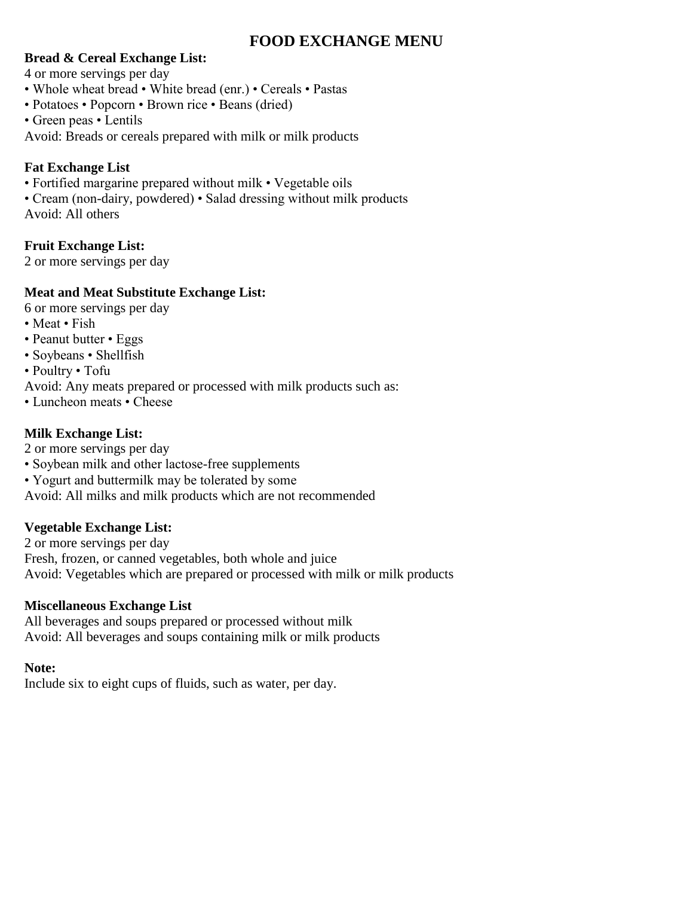# FOOD EXCHANGE MENU

**Bread & Cereal Exchange List:**

4 or more servings per day

- Whole wheat bread • White bread (enr.) • Cereals • Pastas
- Potatoes • Popcorn • Brown rice • Beans (dried)
- Green peas • Lentils

Avoid: Breads or cereals prepared with milk or milk products

**Fat Exchange List**

- Fortified margarine prepared without milk • Vegetable oils
- Cream (non-dairy, powdered) • Salad dressing without milk products

Avoid: All others

**Fruit Exchange List:**

2 or more servings per day

**Meat and Meat Substitute Exchange List:**

6 or more servings per day

- Meat • Fish
- Peanut butter • Eggs
- Soybeans • Shellfish
- Poultry • Tofu

Avoid: Any meats prepared or processed with milk products such as:

- Luncheon meats • Cheese

**Milk Exchange List:**

2 or more servings per day

- Soybean milk and other lactose-free supplements
- Yogurt and buttermilk may be tolerated by some

Avoid: All milks and milk products which are not recommended

**Vegetable Exchange List:**

2 or more servings per day

Fresh, frozen, or canned vegetables, both whole and juice

Avoid: Vegetables which are prepared or processed with milk or milk products

**Miscellaneous Exchange List**

All beverages and soups prepared or processed without milk

Avoid: All beverages and soups containing milk or milk products

**Note:**

Include six to eight cups of fluids, such as water, per day.